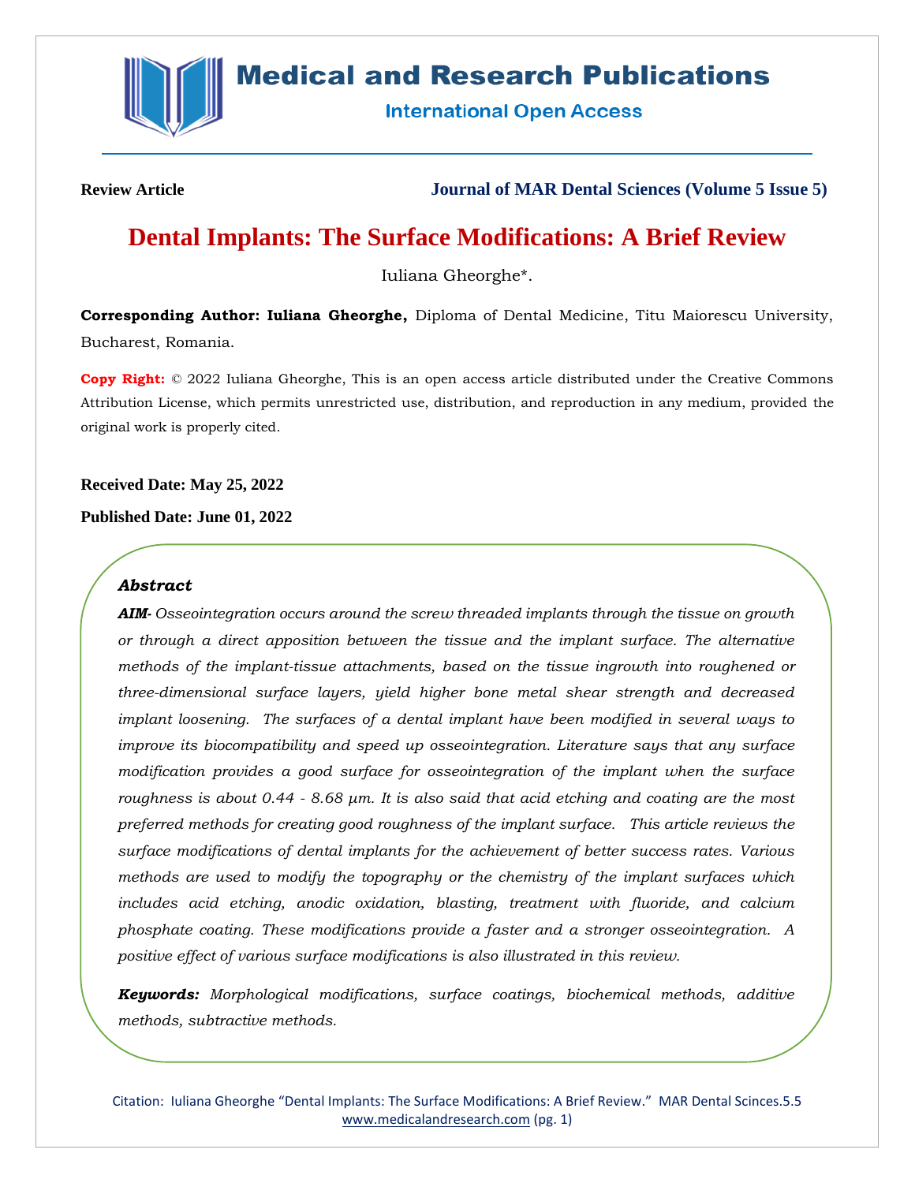**Review Article** **Journal of MAR Dental Sciences (Volume 5 Issue 5)**

# Dental Implants: The Surface Modifications: A Brief Review

Iuliana Gheorghe*.

**Corresponding Author: Iuliana Gheorghe,** Diploma of Dental Medicine, Titu Maiorescu University, Bucharest, Romania.

**Copy Right:** © 2022 Iuliana Gheorghe, This is an open access article distributed under the Creative Commons Attribution License, which permits unrestricted use, distribution, and reproduction in any medium, provided the original work is properly cited.

**Received Date: May 25, 2022**

**Published Date: June 01, 2022**

### *Abstract*

***AIM***- *Osseointegration occurs around the screw threaded implants through the tissue on growth or through a direct apposition between the tissue and the implant surface. The alternative methods of the implant-tissue attachments, based on the tissue ingrowth into roughened or three-dimensional surface layers, yield higher bone metal shear strength and decreased implant loosening. The surfaces of a dental implant have been modified in several ways to improve its biocompatibility and speed up osseointegration. Literature says that any surface modification provides a good surface for osseointegration of the implant when the surface roughness is about 0.44 - 8.68 µm. It is also said that acid etching and coating are the most preferred methods for creating good roughness of the implant surface. This article reviews the surface modifications of dental implants for the achievement of better success rates. Various methods are used to modify the topography or the chemistry of the implant surfaces which includes acid etching, anodic oxidation, blasting, treatment with fluoride, and calcium phosphate coating. These modifications provide a faster and a stronger osseointegration. A positive effect of various surface modifications is also illustrated in this review.*

***Keywords:*** *Morphological modifications, surface coatings, biochemical methods, additive methods, subtractive methods.*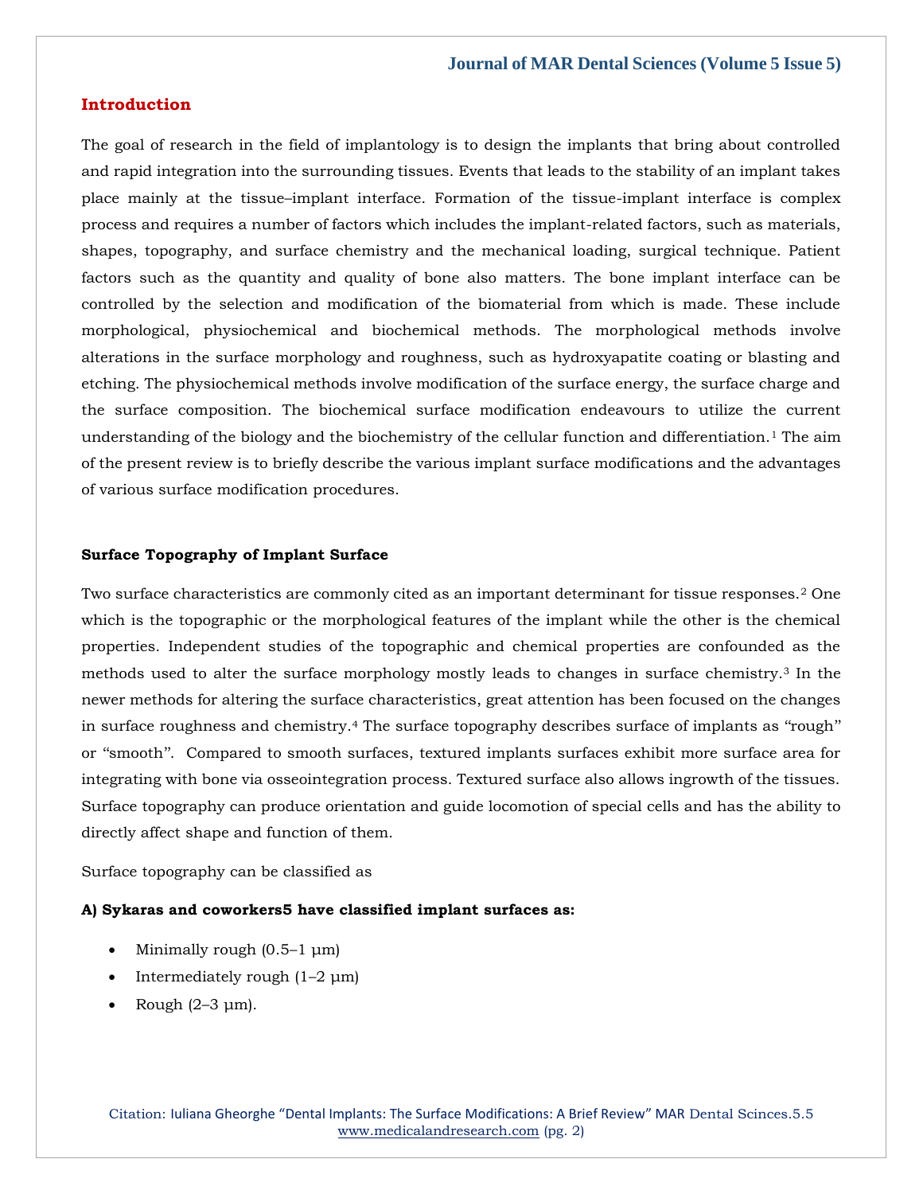## Introduction

The goal of research in the field of implantology is to design the implants that bring about controlled and rapid integration into the surrounding tissues. Events that leads to the stability of an implant takes place mainly at the tissue–implant interface. Formation of the tissue-implant interface is complex process and requires a number of factors which includes the implant-related factors, such as materials, shapes, topography, and surface chemistry and the mechanical loading, surgical technique. Patient factors such as the quantity and quality of bone also matters. The bone implant interface can be controlled by the selection and modification of the biomaterial from which is made. These include morphological, physiochemical and biochemical methods. The morphological methods involve alterations in the surface morphology and roughness, such as hydroxyapatite coating or blasting and etching. The physiochemical methods involve modification of the surface energy, the surface charge and the surface composition. The biochemical surface modification endeavours to utilize the current understanding of the biology and the biochemistry of the cellular function and differentiation.[1] The aim of the present review is to briefly describe the various implant surface modifications and the advantages of various surface modification procedures.

### Surface Topography of Implant Surface

Two surface characteristics are commonly cited as an important determinant for tissue responses.[2] One which is the topographic or the morphological features of the implant while the other is the chemical properties. Independent studies of the topographic and chemical properties are confounded as the methods used to alter the surface morphology mostly leads to changes in surface chemistry.[3] In the newer methods for altering the surface characteristics, great attention has been focused on the changes in surface roughness and chemistry.[4] The surface topography describes surface of implants as "rough" or "smooth". Compared to smooth surfaces, textured implants surfaces exhibit more surface area for integrating with bone via osseointegration process. Textured surface also allows ingrowth of the tissues. Surface topography can produce orientation and guide locomotion of special cells and has the ability to directly affect shape and function of them.

Surface topography can be classified as

**A) Sykaras and coworkers5 have classified implant surfaces as:**

- Minimally rough (0.5–1 µm)
- Intermediately rough (1–2 µm)
- Rough (2–3 µm).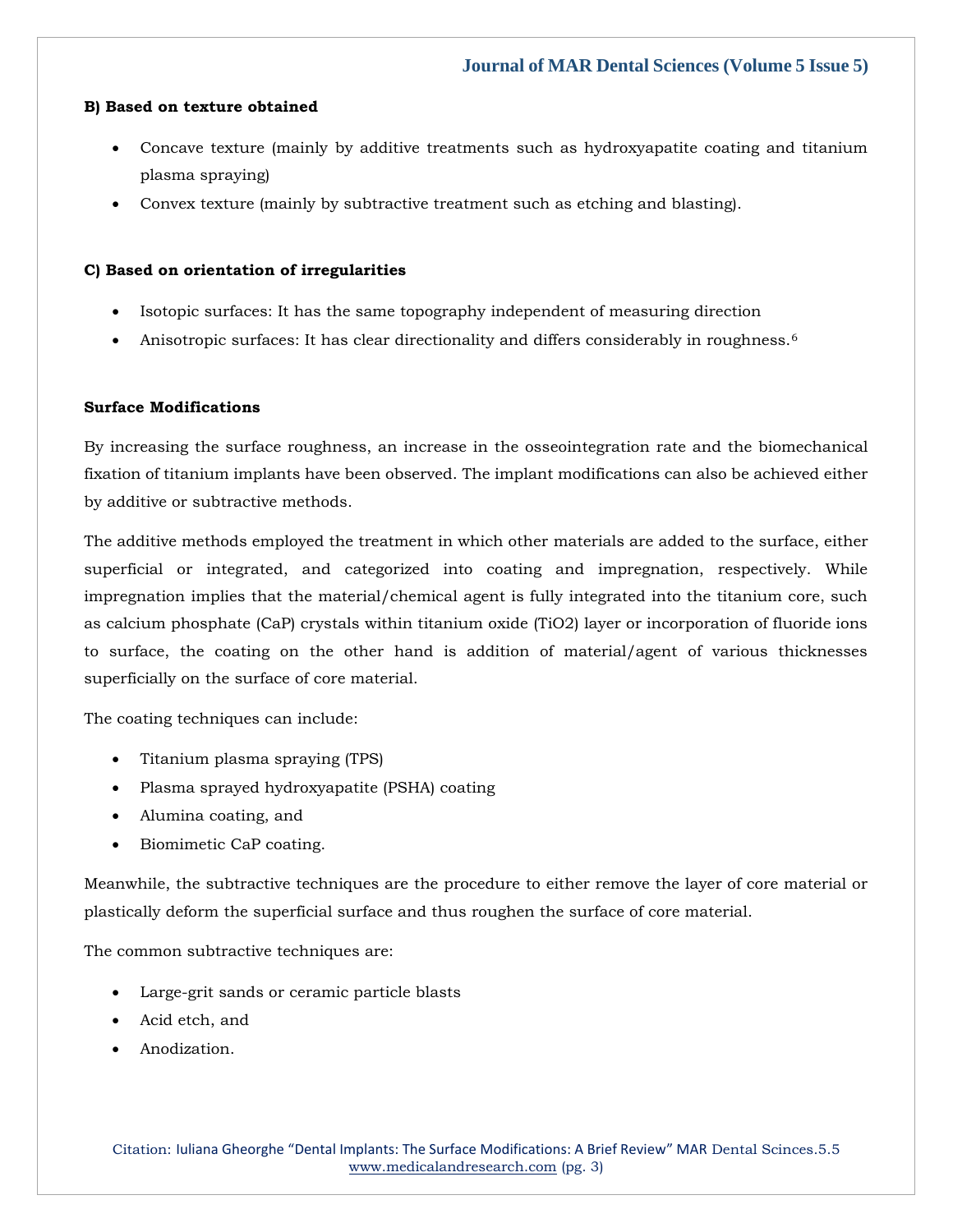**B) Based on texture obtained**

- Concave texture (mainly by additive treatments such as hydroxyapatite coating and titanium plasma spraying)
- Convex texture (mainly by subtractive treatment such as etching and blasting).

**C) Based on orientation of irregularities**

- Isotopic surfaces: It has the same topography independent of measuring direction
- Anisotropic surfaces: It has clear directionality and differs considerably in roughness.[6]

**Surface Modifications**

By increasing the surface roughness, an increase in the osseointegration rate and the biomechanical fixation of titanium implants have been observed. The implant modifications can also be achieved either by additive or subtractive methods.

The additive methods employed the treatment in which other materials are added to the surface, either superficial or integrated, and categorized into coating and impregnation, respectively. While impregnation implies that the material/chemical agent is fully integrated into the titanium core, such as calcium phosphate (CaP) crystals within titanium oxide ($TiO_2$) layer or incorporation of fluoride ions to surface, the coating on the other hand is addition of material/agent of various thicknesses superficially on the surface of core material.

The coating techniques can include:

- Titanium plasma spraying (TPS)
- Plasma sprayed hydroxyapatite (PSHA) coating
- Alumina coating, and
- Biomimetic CaP coating.

Meanwhile, the subtractive techniques are the procedure to either remove the layer of core material or plastically deform the superficial surface and thus roughen the surface of core material.

The common subtractive techniques are:

- Large-grit sands or ceramic particle blasts
- Acid etch, and
- Anodization.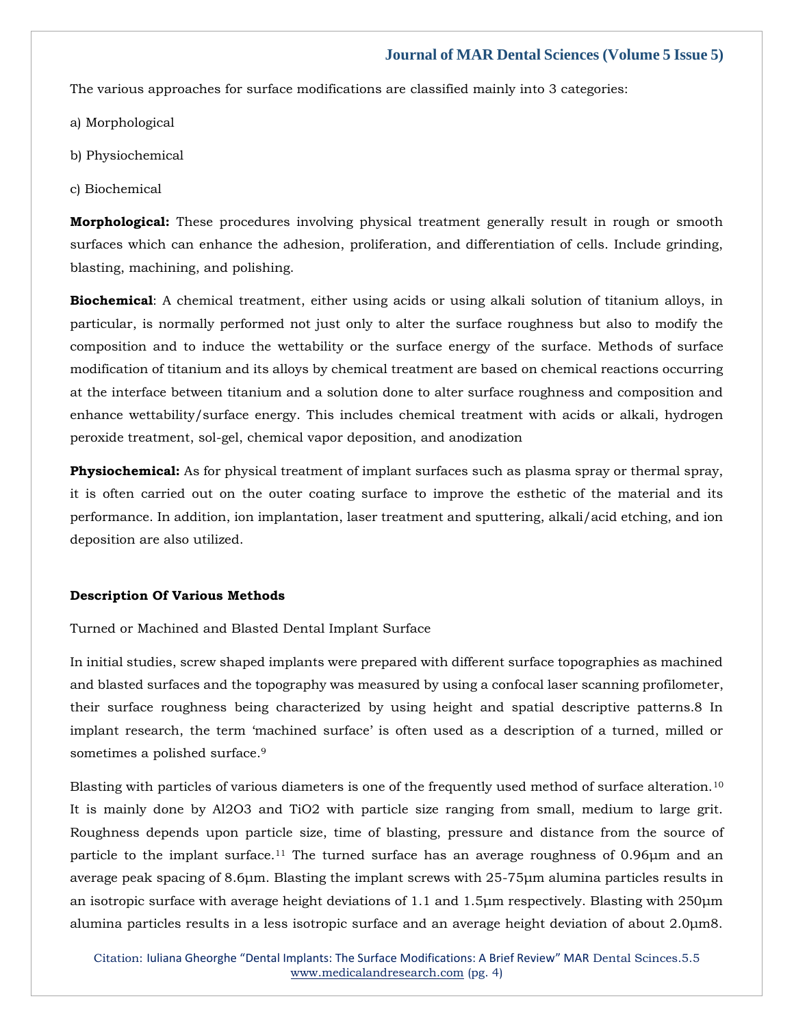The various approaches for surface modifications are classified mainly into 3 categories:

a) Morphological

b) Physiochemical

c) Biochemical

**Morphological:** These procedures involving physical treatment generally result in rough or smooth surfaces which can enhance the adhesion, proliferation, and differentiation of cells. Include grinding, blasting, machining, and polishing.

**Biochemical**: A chemical treatment, either using acids or using alkali solution of titanium alloys, in particular, is normally performed not just only to alter the surface roughness but also to modify the composition and to induce the wettability or the surface energy of the surface. Methods of surface modification of titanium and its alloys by chemical treatment are based on chemical reactions occurring at the interface between titanium and a solution done to alter surface roughness and composition and enhance wettability/surface energy. This includes chemical treatment with acids or alkali, hydrogen peroxide treatment, sol-gel, chemical vapor deposition, and anodization

**Physiochemical:** As for physical treatment of implant surfaces such as plasma spray or thermal spray, it is often carried out on the outer coating surface to improve the esthetic of the material and its performance. In addition, ion implantation, laser treatment and sputtering, alkali/acid etching, and ion deposition are also utilized.

## Description Of Various Methods

### Turned or Machined and Blasted Dental Implant Surface

In initial studies, screw shaped implants were prepared with different surface topographies as machined and blasted surfaces and the topography was measured by using a confocal laser scanning profilometer, their surface roughness being characterized by using height and spatial descriptive patterns.8 In implant research, the term 'machined surface' is often used as a description of a turned, milled or sometimes a polished surface.[9]

Blasting with particles of various diameters is one of the frequently used method of surface alteration.[10] It is mainly done by $Al_2O_3$ and $TiO_2$ with particle size ranging from small, medium to large grit. Roughness depends upon particle size, time of blasting, pressure and distance from the source of particle to the implant surface.[11] The turned surface has an average roughness of 0.96µm and an average peak spacing of 8.6µm. Blasting the implant screws with 25-75µm alumina particles results in an isotropic surface with average height deviations of 1.1 and 1.5µm respectively. Blasting with 250µm alumina particles results in a less isotropic surface and an average height deviation of about 2.0µm8.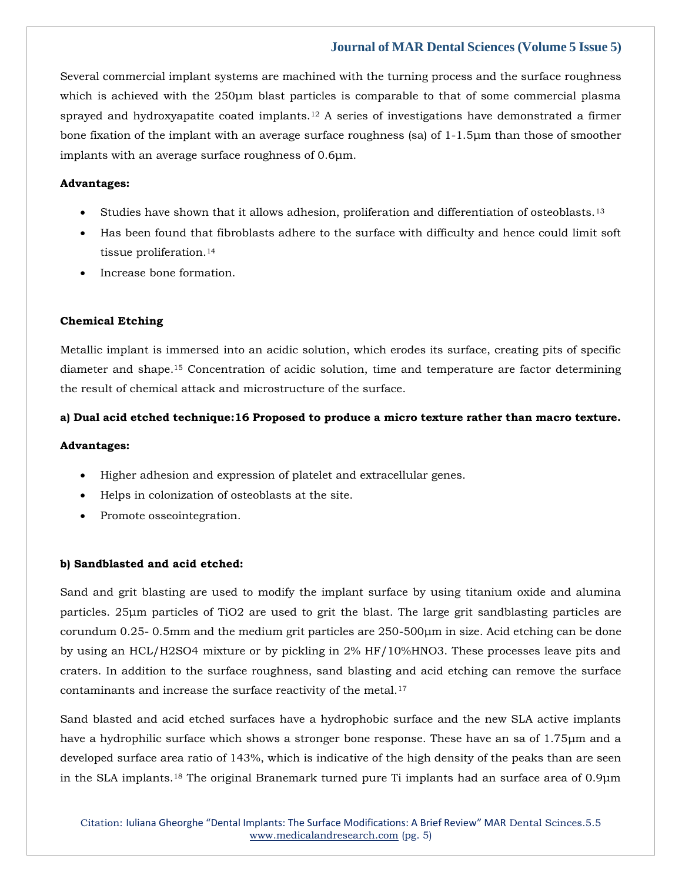Several commercial implant systems are machined with the turning process and the surface roughness which is achieved with the 250µm blast particles is comparable to that of some commercial plasma sprayed and hydroxyapatite coated implants.[12] A series of investigations have demonstrated a firmer bone fixation of the implant with an average surface roughness (sa) of 1-1.5µm than those of smoother implants with an average surface roughness of 0.6µm.

**Advantages:**

- Studies have shown that it allows adhesion, proliferation and differentiation of osteoblasts.[13]
- Has been found that fibroblasts adhere to the surface with difficulty and hence could limit soft tissue proliferation.[14]
- Increase bone formation.

**Chemical Etching**

Metallic implant is immersed into an acidic solution, which erodes its surface, creating pits of specific diameter and shape.[15] Concentration of acidic solution, time and temperature are factor determining the result of chemical attack and microstructure of the surface.

**a) Dual acid etched technique:16 Proposed to produce a micro texture rather than macro texture.**

**Advantages:**

- Higher adhesion and expression of platelet and extracellular genes.
- Helps in colonization of osteoblasts at the site.
- Promote osseointegration.

**b) Sandblasted and acid etched:**

Sand and grit blasting are used to modify the implant surface by using titanium oxide and alumina particles. 25µm particles of $TiO_2$ are used to grit the blast. The large grit sandblasting particles are corundum 0.25- 0.5mm and the medium grit particles are 250-500µm in size. Acid etching can be done by using an $HCL/H_2SO_4$ mixture or by pickling in 2% HF/10%$HNO_3$. These processes leave pits and craters. In addition to the surface roughness, sand blasting and acid etching can remove the surface contaminants and increase the surface reactivity of the metal.[17]

Sand blasted and acid etched surfaces have a hydrophobic surface and the new SLA active implants have a hydrophilic surface which shows a stronger bone response. These have an sa of 1.75µm and a developed surface area ratio of 143%, which is indicative of the high density of the peaks than are seen in the SLA implants.[18] The original Branemark turned pure Ti implants had an surface area of 0.9µm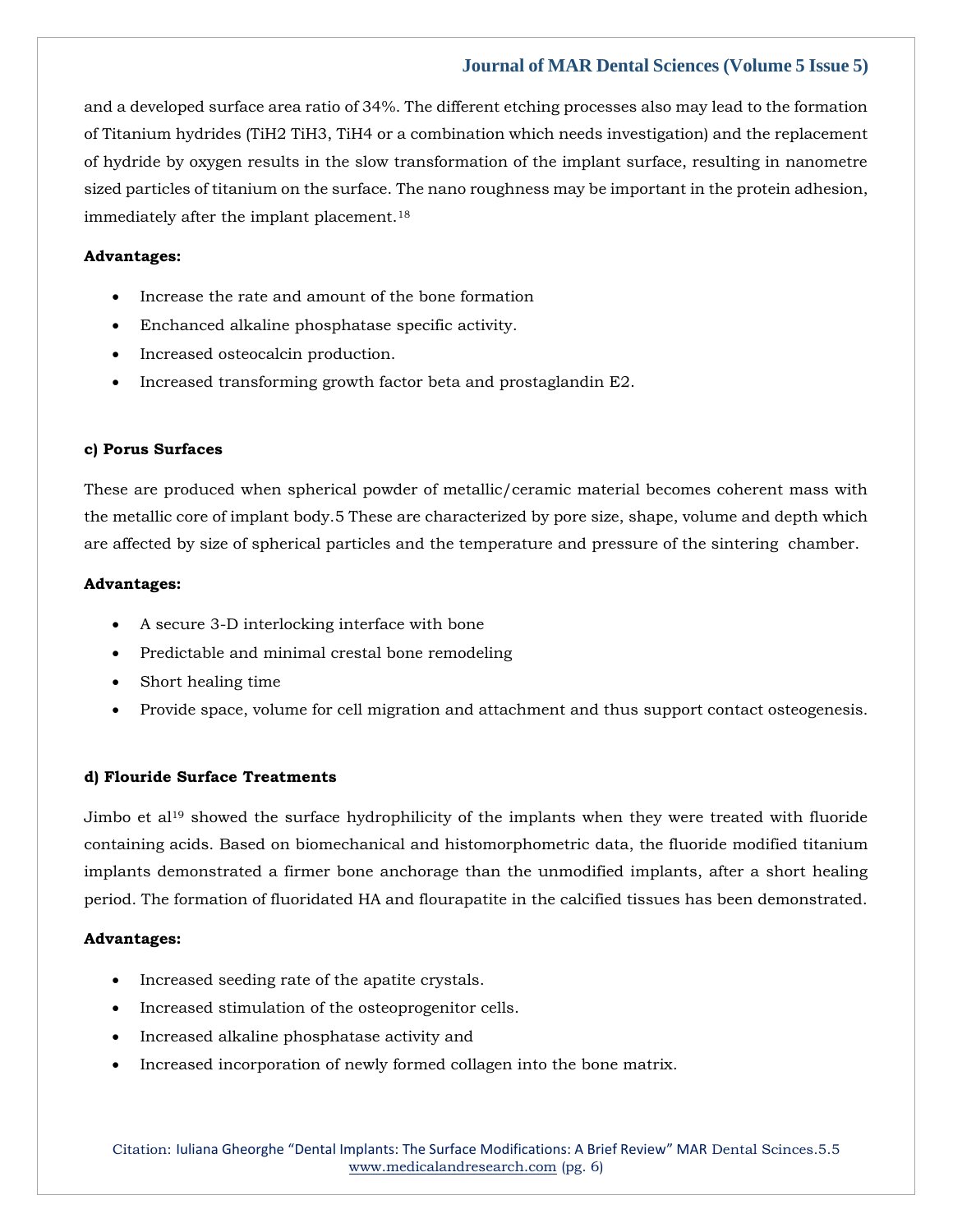and a developed surface area ratio of 34%. The different etching processes also may lead to the formation of Titanium hydrides ($TiH_2$ $TiH_3$, $TiH_4$ or a combination which needs investigation) and the replacement of hydride by oxygen results in the slow transformation of the implant surface, resulting in nanometre sized particles of titanium on the surface. The nano roughness may be important in the protein adhesion, immediately after the implant placement.[18]

**Advantages:**

- Increase the rate and amount of the bone formation
- Enchanced alkaline phosphatase specific activity.
- Increased osteocalcin production.
- Increased transforming growth factor beta and prostaglandin E2.

**c) Porus Surfaces**

These are produced when spherical powder of metallic/ceramic material becomes coherent mass with the metallic core of implant body.5 These are characterized by pore size, shape, volume and depth which are affected by size of spherical particles and the temperature and pressure of the sintering chamber.

**Advantages:**

- A secure 3-D interlocking interface with bone
- Predictable and minimal crestal bone remodeling
- Short healing time
- Provide space, volume for cell migration and attachment and thus support contact osteogenesis.

**d) Flouride Surface Treatments**

Jimbo et al[19] showed the surface hydrophilicity of the implants when they were treated with fluoride containing acids. Based on biomechanical and histomorphometric data, the fluoride modified titanium implants demonstrated a firmer bone anchorage than the unmodified implants, after a short healing period. The formation of fluoridated HA and flourapatite in the calcified tissues has been demonstrated.

**Advantages:**

- Increased seeding rate of the apatite crystals.
- Increased stimulation of the osteoprogenitor cells.
- Increased alkaline phosphatase activity and
- Increased incorporation of newly formed collagen into the bone matrix.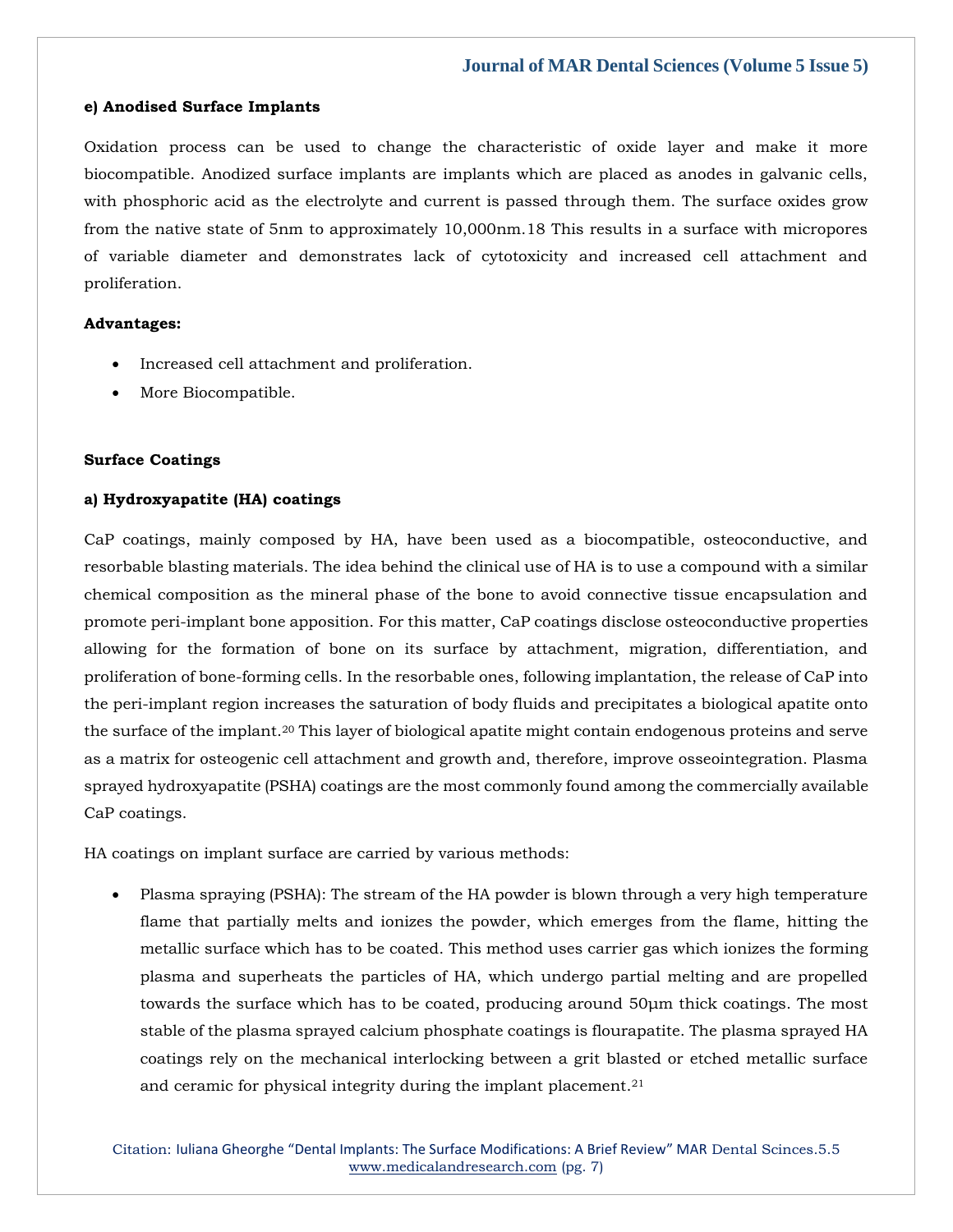**e) Anodised Surface Implants**

Oxidation process can be used to change the characteristic of oxide layer and make it more biocompatible. Anodized surface implants are implants which are placed as anodes in galvanic cells, with phosphoric acid as the electrolyte and current is passed through them. The surface oxides grow from the native state of 5nm to approximately 10,000nm.18 This results in a surface with micropores of variable diameter and demonstrates lack of cytotoxicity and increased cell attachment and proliferation.

**Advantages:**

- Increased cell attachment and proliferation.
- More Biocompatible.

**Surface Coatings**

**a) Hydroxyapatite (HA) coatings**

CaP coatings, mainly composed by HA, have been used as a biocompatible, osteoconductive, and resorbable blasting materials. The idea behind the clinical use of HA is to use a compound with a similar chemical composition as the mineral phase of the bone to avoid connective tissue encapsulation and promote peri-implant bone apposition. For this matter, CaP coatings disclose osteoconductive properties allowing for the formation of bone on its surface by attachment, migration, differentiation, and proliferation of bone-forming cells. In the resorbable ones, following implantation, the release of CaP into the peri-implant region increases the saturation of body fluids and precipitates a biological apatite onto the surface of the implant.[20] This layer of biological apatite might contain endogenous proteins and serve as a matrix for osteogenic cell attachment and growth and, therefore, improve osseointegration. Plasma sprayed hydroxyapatite (PSHA) coatings are the most commonly found among the commercially available CaP coatings.

HA coatings on implant surface are carried by various methods:

- Plasma spraying (PSHA): The stream of the HA powder is blown through a very high temperature flame that partially melts and ionizes the powder, which emerges from the flame, hitting the metallic surface which has to be coated. This method uses carrier gas which ionizes the forming plasma and superheats the particles of HA, which undergo partial melting and are propelled towards the surface which has to be coated, producing around 50µm thick coatings. The most stable of the plasma sprayed calcium phosphate coatings is flourapatite. The plasma sprayed HA coatings rely on the mechanical interlocking between a grit blasted or etched metallic surface and ceramic for physical integrity during the implant placement.[21]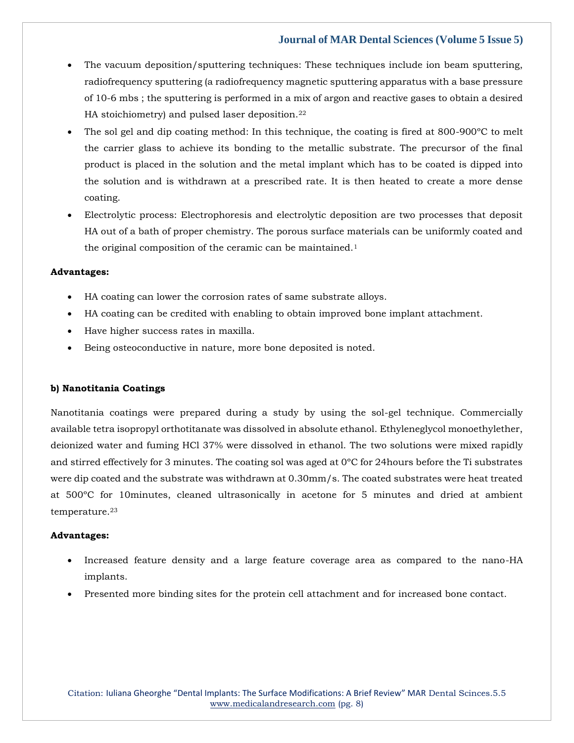- The vacuum deposition/sputtering techniques: These techniques include ion beam sputtering, radiofrequency sputtering (a radiofrequency magnetic sputtering apparatus with a base pressure of 10-6 mbs ; the sputtering is performed in a mix of argon and reactive gases to obtain a desired HA stoichiometry) and pulsed laser deposition.[22]
- The sol gel and dip coating method: In this technique, the coating is fired at 800-900ºC to melt the carrier glass to achieve its bonding to the metallic substrate. The precursor of the final product is placed in the solution and the metal implant which has to be coated is dipped into the solution and is withdrawn at a prescribed rate. It is then heated to create a more dense coating.
- Electrolytic process: Electrophoresis and electrolytic deposition are two processes that deposit HA out of a bath of proper chemistry. The porous surface materials can be uniformly coated and the original composition of the ceramic can be maintained.[1]

**Advantages:**

- HA coating can lower the corrosion rates of same substrate alloys.
- HA coating can be credited with enabling to obtain improved bone implant attachment.
- Have higher success rates in maxilla.
- Being osteoconductive in nature, more bone deposited is noted.

**b) Nanotitania Coatings**

Nanotitania coatings were prepared during a study by using the sol-gel technique. Commercially available tetra isopropyl orthotitanate was dissolved in absolute ethanol. Ethyleneglycol monoethylether, deionized water and fuming HCl 37% were dissolved in ethanol. The two solutions were mixed rapidly and stirred effectively for 3 minutes. The coating sol was aged at 0ºC for 24hours before the Ti substrates were dip coated and the substrate was withdrawn at 0.30mm/s. The coated substrates were heat treated at 500ºC for 10minutes, cleaned ultrasonically in acetone for 5 minutes and dried at ambient temperature.[23]

**Advantages:**

- Increased feature density and a large feature coverage area as compared to the nano-HA implants.
- Presented more binding sites for the protein cell attachment and for increased bone contact.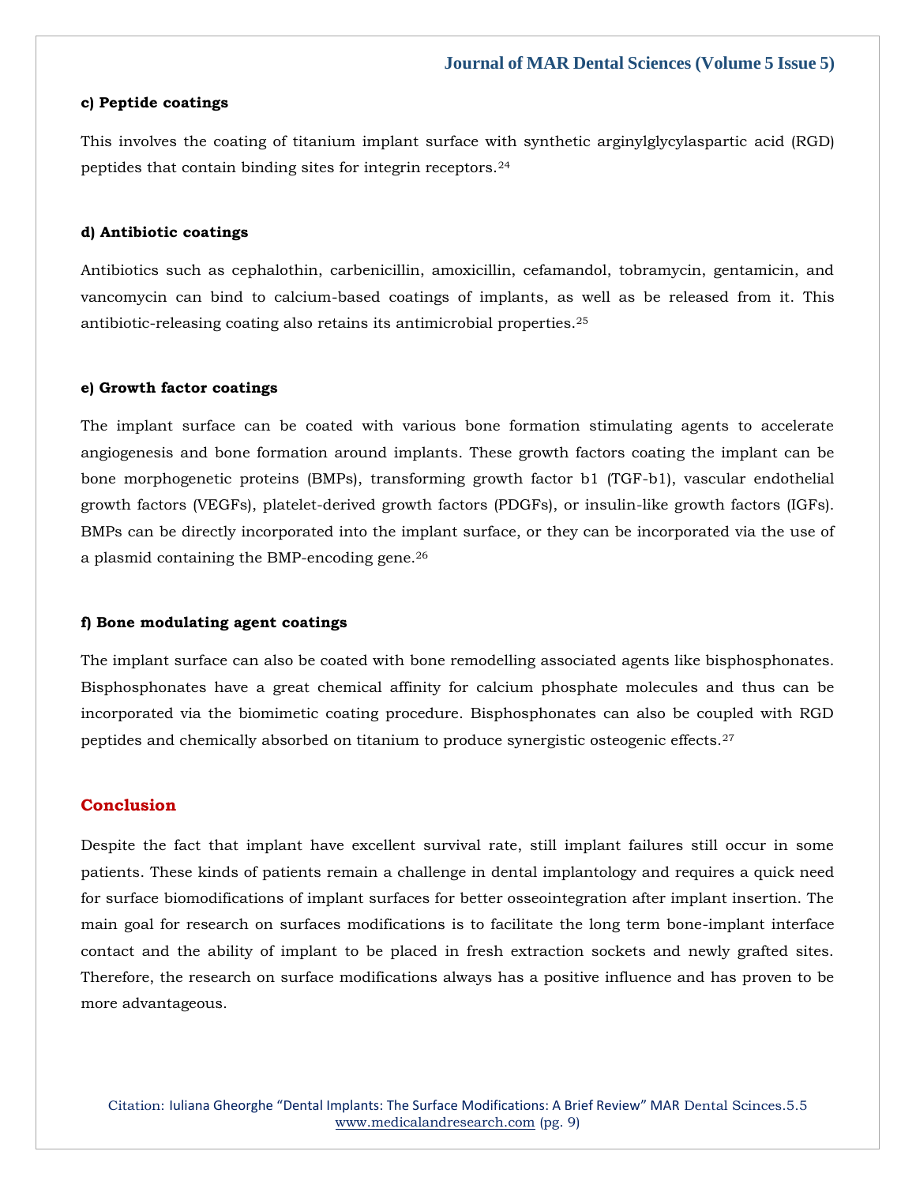### c) Peptide coatings

This involves the coating of titanium implant surface with synthetic arginylglycylaspartic acid (RGD) peptides that contain binding sites for integrin receptors.[24]

### d) Antibiotic coatings

Antibiotics such as cephalothin, carbenicillin, amoxicillin, cefamandol, tobramycin, gentamicin, and vancomycin can bind to calcium-based coatings of implants, as well as be released from it. This antibiotic-releasing coating also retains its antimicrobial properties.[25]

### e) Growth factor coatings

The implant surface can be coated with various bone formation stimulating agents to accelerate angiogenesis and bone formation around implants. These growth factors coating the implant can be bone morphogenetic proteins (BMPs), transforming growth factor b1 (TGF-b1), vascular endothelial growth factors (VEGFs), platelet-derived growth factors (PDGFs), or insulin-like growth factors (IGFs). BMPs can be directly incorporated into the implant surface, or they can be incorporated via the use of a plasmid containing the BMP-encoding gene.[26]

### f) Bone modulating agent coatings

The implant surface can also be coated with bone remodelling associated agents like bisphosphonates. Bisphosphonates have a great chemical affinity for calcium phosphate molecules and thus can be incorporated via the biomimetic coating procedure. Bisphosphonates can also be coupled with RGD peptides and chemically absorbed on titanium to produce synergistic osteogenic effects.[27]

## Conclusion

Despite the fact that implant have excellent survival rate, still implant failures still occur in some patients. These kinds of patients remain a challenge in dental implantology and requires a quick need for surface biomodifications of implant surfaces for better osseointegration after implant insertion. The main goal for research on surfaces modifications is to facilitate the long term bone-implant interface contact and the ability of implant to be placed in fresh extraction sockets and newly grafted sites. Therefore, the research on surface modifications always has a positive influence and has proven to be more advantageous.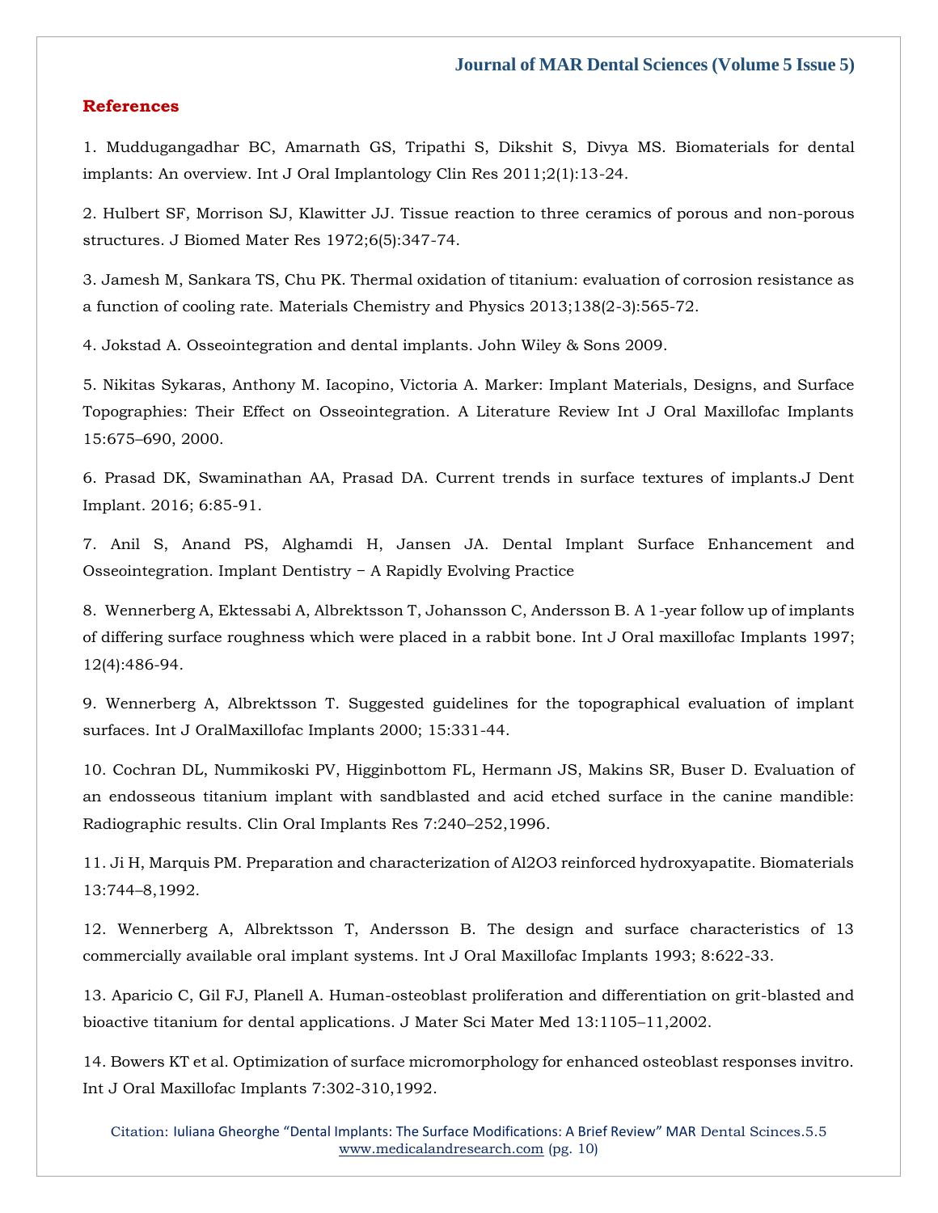## References

1. Muddugangadhar BC, Amarnath GS, Tripathi S, Dikshit S, Divya MS. Biomaterials for dental implants: An overview. Int J Oral Implantology Clin Res 2011;2(1):13-24.

2. Hulbert SF, Morrison SJ, Klawitter JJ. Tissue reaction to three ceramics of porous and non-porous structures. J Biomed Mater Res 1972;6(5):347-74.

3. Jamesh M, Sankara TS, Chu PK. Thermal oxidation of titanium: evaluation of corrosion resistance as a function of cooling rate. Materials Chemistry and Physics 2013;138(2-3):565-72.

4. Jokstad A. Osseointegration and dental implants. John Wiley & Sons 2009.

5. Nikitas Sykaras, Anthony M. Iacopino, Victoria A. Marker: Implant Materials, Designs, and Surface Topographies: Their Effect on Osseointegration. A Literature Review Int J Oral Maxillofac Implants 15:675–690, 2000.

6. Prasad DK, Swaminathan AA, Prasad DA. Current trends in surface textures of implants.J Dent Implant. 2016; 6:85-91.

7. Anil S, Anand PS, Alghamdi H, Jansen JA. Dental Implant Surface Enhancement and Osseointegration. Implant Dentistry – A Rapidly Evolving Practice

8. Wennerberg A, Ektessabi A, Albrektsson T, Johansson C, Andersson B. A 1-year follow up of implants of differing surface roughness which were placed in a rabbit bone. Int J Oral maxillofac Implants 1997; 12(4):486-94.

9. Wennerberg A, Albrektsson T. Suggested guidelines for the topographical evaluation of implant surfaces. Int J OralMaxillofac Implants 2000; 15:331-44.

10. Cochran DL, Nummikoski PV, Higginbottom FL, Hermann JS, Makins SR, Buser D. Evaluation of an endosseous titanium implant with sandblasted and acid etched surface in the canine mandible: Radiographic results. Clin Oral Implants Res 7:240–252,1996.

11. Ji H, Marquis PM. Preparation and characterization of Al2O3 reinforced hydroxyapatite. Biomaterials 13:744–8,1992.

12. Wennerberg A, Albrektsson T, Andersson B. The design and surface characteristics of 13 commercially available oral implant systems. Int J Oral Maxillofac Implants 1993; 8:622-33.

13. Aparicio C, Gil FJ, Planell A. Human-osteoblast proliferation and differentiation on grit-blasted and bioactive titanium for dental applications. J Mater Sci Mater Med 13:1105–11,2002.

14. Bowers KT et al. Optimization of surface micromorphology for enhanced osteoblast responses invitro. Int J Oral Maxillofac Implants 7:302-310,1992.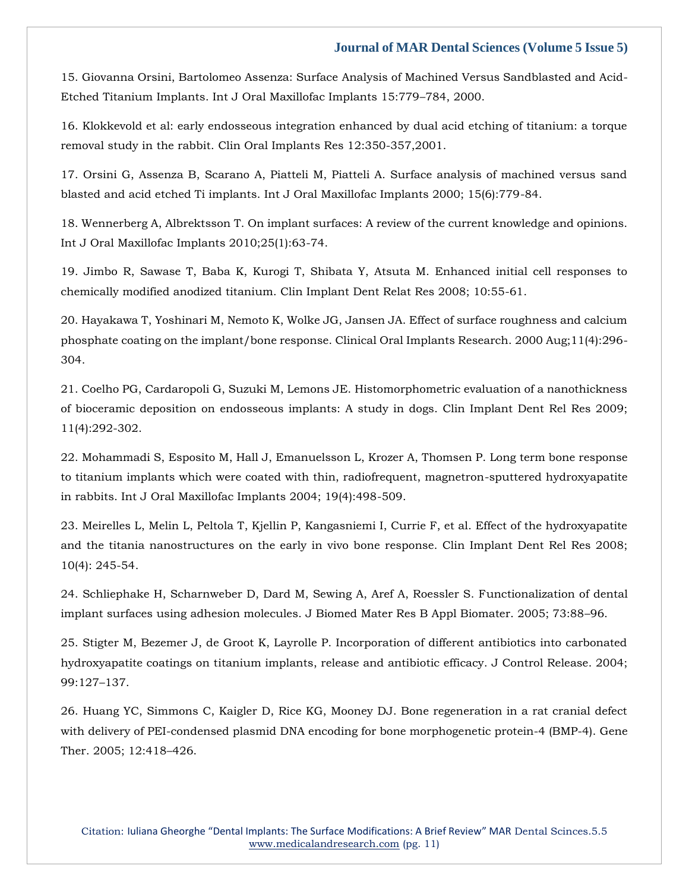15. Giovanna Orsini, Bartolomeo Assenza: Surface Analysis of Machined Versus Sandblasted and Acid-Etched Titanium Implants. Int J Oral Maxillofac Implants 15:779–784, 2000.

16. Klokkevold et al: early endosseous integration enhanced by dual acid etching of titanium: a torque removal study in the rabbit. Clin Oral Implants Res 12:350-357,2001.

17. Orsini G, Assenza B, Scarano A, Piatteli M, Piatteli A. Surface analysis of machined versus sand blasted and acid etched Ti implants. Int J Oral Maxillofac Implants 2000; 15(6):779-84.

18. Wennerberg A, Albrektsson T. On implant surfaces: A review of the current knowledge and opinions. Int J Oral Maxillofac Implants 2010;25(1):63-74.

19. Jimbo R, Sawase T, Baba K, Kurogi T, Shibata Y, Atsuta M. Enhanced initial cell responses to chemically modified anodized titanium. Clin Implant Dent Relat Res 2008; 10:55-61.

20. Hayakawa T, Yoshinari M, Nemoto K, Wolke JG, Jansen JA. Effect of surface roughness and calcium phosphate coating on the implant/bone response. Clinical Oral Implants Research. 2000 Aug;11(4):296-304.

21. Coelho PG, Cardaropoli G, Suzuki M, Lemons JE. Histomorphometric evaluation of a nanothickness of bioceramic deposition on endosseous implants: A study in dogs. Clin Implant Dent Rel Res 2009; 11(4):292-302.

22. Mohammadi S, Esposito M, Hall J, Emanuelsson L, Krozer A, Thomsen P. Long term bone response to titanium implants which were coated with thin, radiofrequent, magnetron-sputtered hydroxyapatite in rabbits. Int J Oral Maxillofac Implants 2004; 19(4):498-509.

23. Meirelles L, Melin L, Peltola T, Kjellin P, Kangasniemi I, Currie F, et al. Effect of the hydroxyapatite and the titania nanostructures on the early in vivo bone response. Clin Implant Dent Rel Res 2008; 10(4): 245-54.

24. Schliephake H, Scharnweber D, Dard M, Sewing A, Aref A, Roessler S. Functionalization of dental implant surfaces using adhesion molecules. J Biomed Mater Res B Appl Biomater. 2005; 73:88–96.

25. Stigter M, Bezemer J, de Groot K, Layrolle P. Incorporation of different antibiotics into carbonated hydroxyapatite coatings on titanium implants, release and antibiotic efficacy. J Control Release. 2004; 99:127–137.

26. Huang YC, Simmons C, Kaigler D, Rice KG, Mooney DJ. Bone regeneration in a rat cranial defect with delivery of PEI-condensed plasmid DNA encoding for bone morphogenetic protein-4 (BMP-4). Gene Ther. 2005; 12:418–426.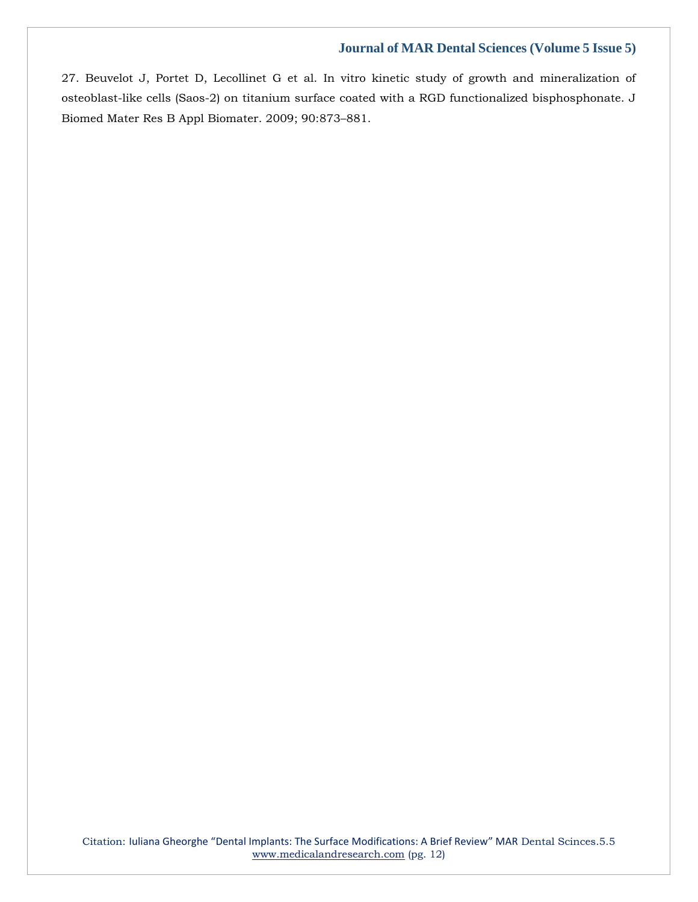27. Beuvelot J, Portet D, Lecollinet G et al. In vitro kinetic study of growth and mineralization of osteoblast-like cells (Saos-2) on titanium surface coated with a RGD functionalized bisphosphonate. J Biomed Mater Res B Appl Biomater. 2009; 90:873–881.